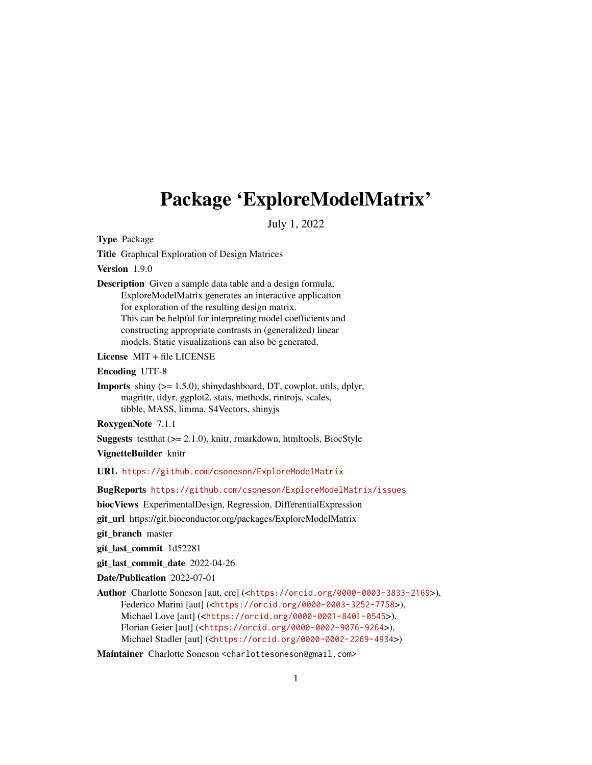# Package 'ExploreModelMatrix'

July 1, 2022

**Type** Package

**Title** Graphical Exploration of Design Matrices

**Version** 1.9.0

**Description** Given a sample data table and a design formula, ExploreModelMatrix generates an interactive application for exploration of the resulting design matrix. This can be helpful for interpreting model coefficients and constructing appropriate contrasts in (generalized) linear models. Static visualizations can also be generated.

**License** MIT + file LICENSE

**Encoding** UTF-8

**Imports** shiny (>= 1.5.0), shinydashboard, DT, cowplot, utils, dplyr, magrittr, tidyr, ggplot2, stats, methods, rintrojs, scales, tibble, MASS, limma, S4Vectors, shinyjs

**RoxygenNote** 7.1.1

**Suggests** testthat (>= 2.1.0), knitr, rmarkdown, htmltools, BiocStyle

**VignetteBuilder** knitr

**URL** https://github.com/csoneson/ExploreModelMatrix

**BugReports** https://github.com/csoneson/ExploreModelMatrix/issues

**biocViews** ExperimentalDesign, Regression, DifferentialExpression

**git_url** https://git.bioconductor.org/packages/ExploreModelMatrix

**git_branch** master

**git_last_commit** 1d52281

**git_last_commit_date** 2022-04-26

**Date/Publication** 2022-07-01

**Author** Charlotte Soneson [aut, cre] (<https://orcid.org/0000-0003-3833-2169>), Federico Marini [aut] (<https://orcid.org/0000-0003-3252-7758>), Michael Love [aut] (<https://orcid.org/0000-0001-8401-0545>), Florian Geier [aut] (<https://orcid.org/0000-0002-9076-9264>), Michael Stadler [aut] (<https://orcid.org/0000-0002-2269-4934>)

**Maintainer** Charlotte Soneson <charlottesoneson@gmail.com>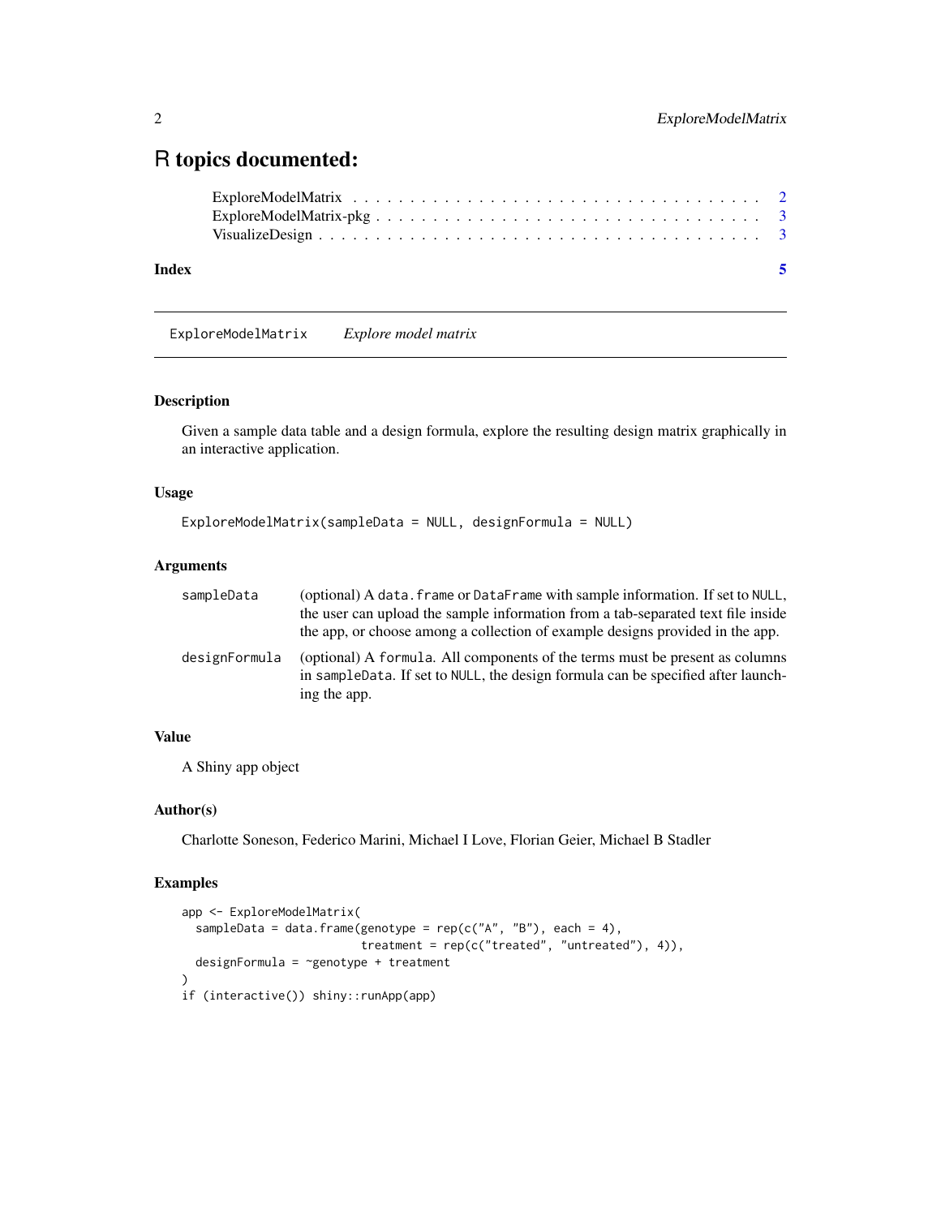# R topics documented:

ExploreModelMatrix . . . . . . . . . . . . . . . . . . . . . . . . . . . . . . . . . . 2
ExploreModelMatrix-pkg . . . . . . . . . . . . . . . . . . . . . . . . . . . . . . . . 3
VisualizeDesign . . . . . . . . . . . . . . . . . . . . . . . . . . . . . . . . . . . . 3

**Index** **5**

---

## ExploreModelMatrix *Explore model matrix*

---

### Description

Given a sample data table and a design formula, explore the resulting design matrix graphically in an interactive application.

### Usage

```
ExploreModelMatrix(sampleData = NULL, designFormula = NULL)
```

### Arguments

| | |
|---|---|
| `sampleData` | (optional) A `data.frame` or `DataFrame` with sample information. If set to `NULL`, the user can upload the sample information from a tab-separated text file inside the app, or choose among a collection of example designs provided in the app. |
| `designFormula` | (optional) A `formula`. All components of the terms must be present as columns in `sampleData`. If set to `NULL`, the design formula can be specified after launching the app. |

### Value

A Shiny app object

### Author(s)

Charlotte Soneson, Federico Marini, Michael I Love, Florian Geier, Michael B Stadler

### Examples

```
app <- ExploreModelMatrix(
  sampleData = data.frame(genotype = rep(c("A", "B"), each = 4),
                          treatment = rep(c("treated", "untreated"), 4)),
  designFormula = ~genotype + treatment
)
if (interactive()) shiny::runApp(app)
```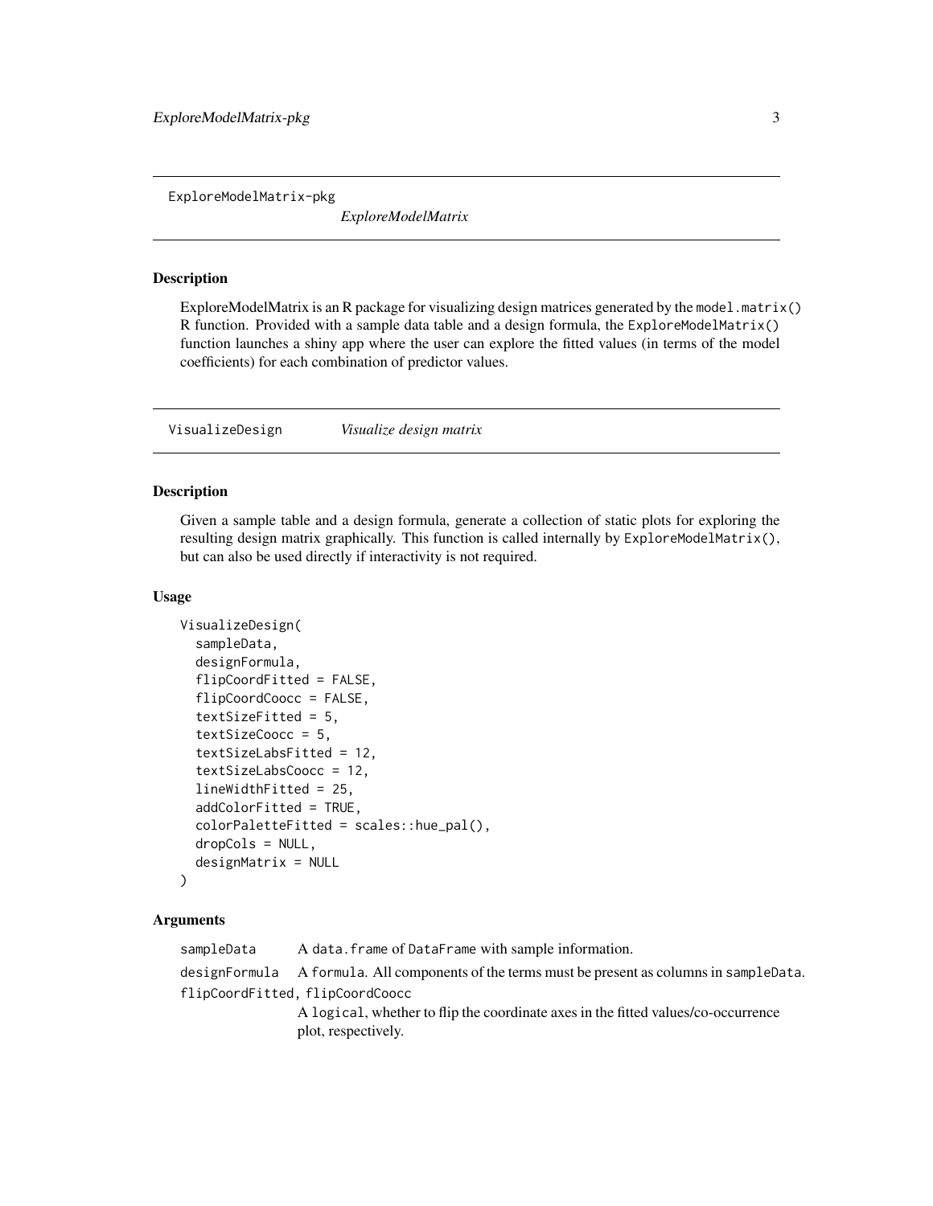## ExploreModelMatrix-pkg *ExploreModelMatrix*

### Description

ExploreModelMatrix is an R package for visualizing design matrices generated by the `model.matrix()` R function. Provided with a sample data table and a design formula, the `ExploreModelMatrix()` function launches a shiny app where the user can explore the fitted values (in terms of the model coefficients) for each combination of predictor values.

## VisualizeDesign *Visualize design matrix*

### Description

Given a sample table and a design formula, generate a collection of static plots for exploring the resulting design matrix graphically. This function is called internally by `ExploreModelMatrix()`, but can also be used directly if interactivity is not required.

### Usage

```
VisualizeDesign(
  sampleData,
  designFormula,
  flipCoordFitted = FALSE,
  flipCoordCoocc = FALSE,
  textSizeFitted = 5,
  textSizeCoocc = 5,
  textSizeLabsFitted = 12,
  textSizeLabsCoocc = 12,
  lineWidthFitted = 25,
  addColorFitted = TRUE,
  colorPaletteFitted = scales::hue_pal(),
  dropCols = NULL,
  designMatrix = NULL
)
```

### Arguments

`sampleData` A `data.frame` of `DataFrame` with sample information.

`designFormula` A `formula`. All components of the terms must be present as columns in `sampleData`.

`flipCoordFitted, flipCoordCoocc`
A `logical`, whether to flip the coordinate axes in the fitted values/co-occurrence plot, respectively.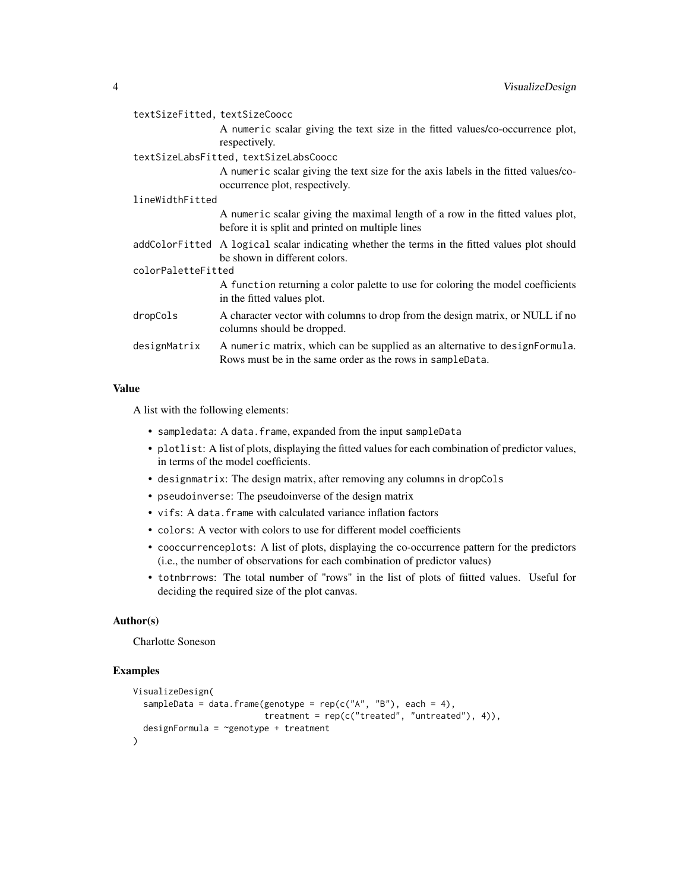`textSizeFitted, textSizeCoocc`
: A `numeric` scalar giving the text size in the fitted values/co-occurrence plot, respectively.

`textSizeLabsFitted, textSizeLabsCoocc`
: A `numeric` scalar giving the text size for the axis labels in the fitted values/co-occurrence plot, respectively.

`lineWidthFitted`
: A `numeric` scalar giving the maximal length of a row in the fitted values plot, before it is split and printed on multiple lines

`addColorFitted`
: A `logical` scalar indicating whether the terms in the fitted values plot should be shown in different colors.

`colorPaletteFitted`
: A `function` returning a color palette to use for coloring the model coefficients in the fitted values plot.

`dropCols`
: A character vector with columns to drop from the design matrix, or NULL if no columns should be dropped.

`designMatrix`
: A `numeric` matrix, which can be supplied as an alternative to `designFormula`. Rows must be in the same order as the rows in `sampleData`.

## Value

A list with the following elements:

- `sampledata`: A `data.frame`, expanded from the input `sampleData`
- `plotlist`: A list of plots, displaying the fitted values for each combination of predictor values, in terms of the model coefficients.
- `designmatrix`: The design matrix, after removing any columns in `dropCols`
- `pseudoinverse`: The pseudoinverse of the design matrix
- `vifs`: A `data.frame` with calculated variance inflation factors
- `colors`: A vector with colors to use for different model coefficients
- `cooccurrenceplots`: A list of plots, displaying the co-occurrence pattern for the predictors (i.e., the number of observations for each combination of predictor values)
- `totnbrrows`: The total number of "rows" in the list of plots of fiitted values. Useful for deciding the required size of the plot canvas.

## Author(s)

Charlotte Soneson

## Examples

```
VisualizeDesign(
  sampleData = data.frame(genotype = rep(c("A", "B"), each = 4),
                          treatment = rep(c("treated", "untreated"), 4)),
  designFormula = ~genotype + treatment
)
```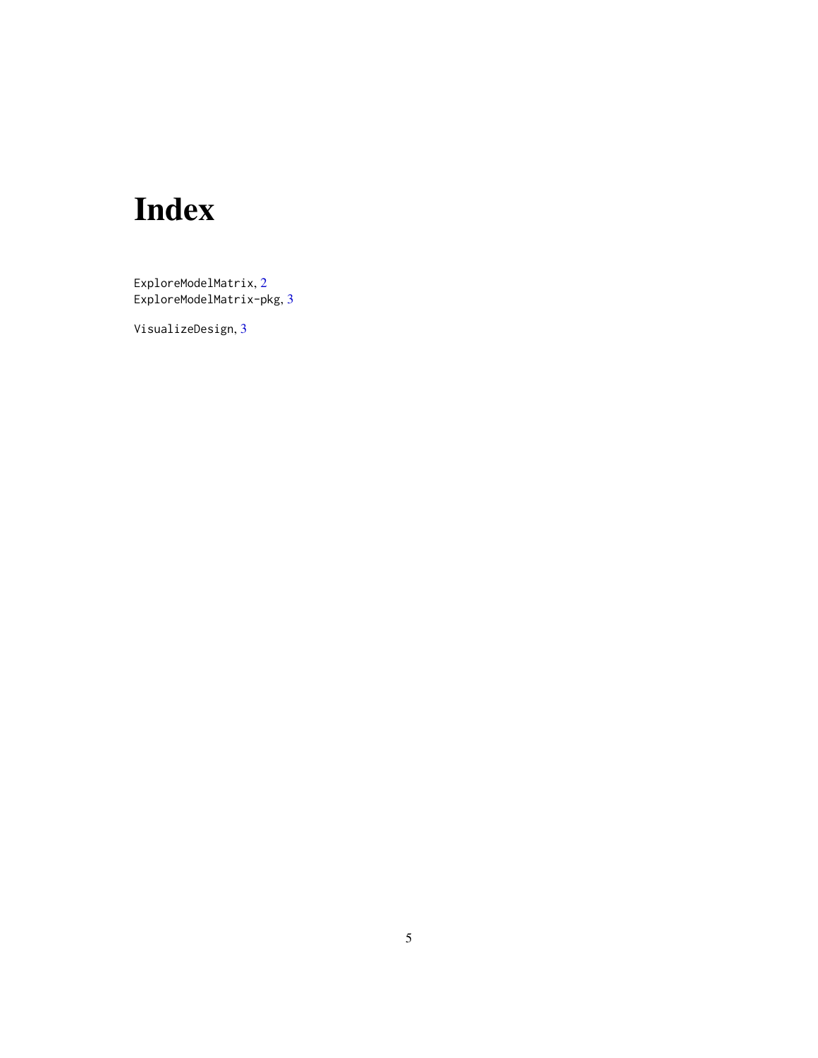# Index

ExploreModelMatrix, 2
ExploreModelMatrix-pkg, 3

VisualizeDesign, 3